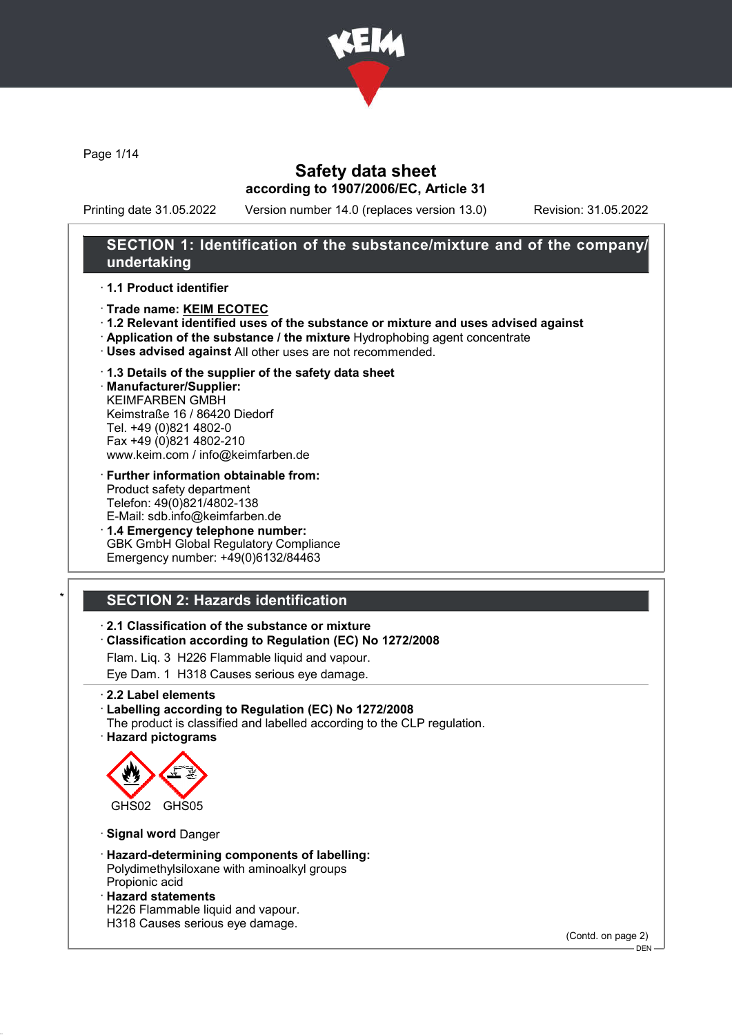# Safety data sheet

**according to 1907/2006/EC, Article 31**

Printing date 31.05.2022 Version number 14.0 (replaces version 13.0) Revision: 31.05.2022

## SECTION 1: Identification of the substance/mixture and of the company/undertaking

· **1.1 Product identifier**

· **Trade name: KEIM ECOTEC**

· **1.2 Relevant identified uses of the substance or mixture and uses advised against**

· **Application of the substance / the mixture** Hydrophobing agent concentrate

· **Uses advised against** All other uses are not recommended.

· **1.3 Details of the supplier of the safety data sheet**

· **Manufacturer/Supplier:**
KEIMFARBEN GMBH
Keimstraße 16 / 86420 Diedorf
Tel. +49 (0)821 4802-0
Fax +49 (0)821 4802-210
www.keim.com / info@keimfarben.de

· **Further information obtainable from:**
Product safety department
Telefon: 49(0)821/4802-138
E-Mail: sdb.info@keimfarben.de

· **1.4 Emergency telephone number:**
GBK GmbH Global Regulatory Compliance
Emergency number: +49(0)6132/84463

## * SECTION 2: Hazards identification

· **2.1 Classification of the substance or mixture**

· **Classification according to Regulation (EC) No 1272/2008**

Flam. Liq. 3 H226 Flammable liquid and vapour.

Eye Dam. 1 H318 Causes serious eye damage.

· **2.2 Label elements**

· **Labelling according to Regulation (EC) No 1272/2008**
The product is classified and labelled according to the CLP regulation.

· **Hazard pictograms**

GHS02 GHS05

· **Signal word** Danger

· **Hazard-determining components of labelling:**
Polydimethylsiloxane with aminoalkyl groups
Propionic acid

· **Hazard statements**
H226 Flammable liquid and vapour.
H318 Causes serious eye damage.

(Contd. on page 2)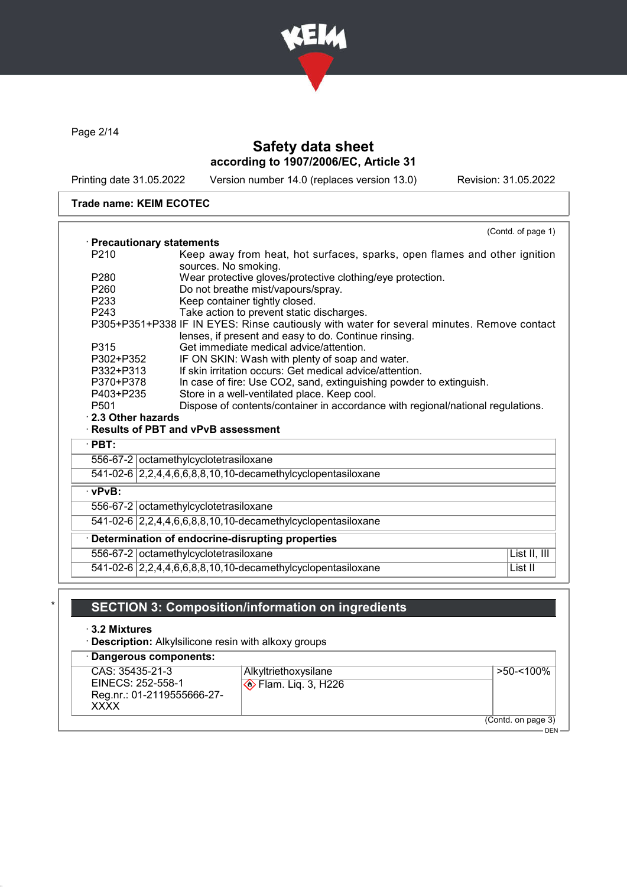Trade name: **KEIM ECOTEC**

(Contd. of page 1)

· **Precautionary statements**

| | |
|---|---|
| P210 | Keep away from heat, hot surfaces, sparks, open flames and other ignition sources. No smoking. |
| P280 | Wear protective gloves/protective clothing/eye protection. |
| P260 | Do not breathe mist/vapours/spray. |
| P233 | Keep container tightly closed. |
| P243 | Take action to prevent static discharges. |
| P305+P351+P338 | IF IN EYES: Rinse cautiously with water for several minutes. Remove contact lenses, if present and easy to do. Continue rinsing. |
| P315 | Get immediate medical advice/attention. |
| P302+P352 | IF ON SKIN: Wash with plenty of soap and water. |
| P332+P313 | If skin irritation occurs: Get medical advice/attention. |
| P370+P378 | In case of fire: Use CO2, sand, extinguishing powder to extinguish. |
| P403+P235 | Store in a well-ventilated place. Keep cool. |
| P501 | Dispose of contents/container in accordance with regional/national regulations. |

· **2.3 Other hazards**

· **Results of PBT and vPvB assessment**

· **PBT:**

| | |
|---|---|
| 556-67-2 | octamethylcyclotetrasiloxane |
| 541-02-6 | 2,2,4,4,6,6,8,8,10,10-decamethylcyclopentasiloxane |

· **vPvB:**

| | |
|---|---|
| 556-67-2 | octamethylcyclotetrasiloxane |
| 541-02-6 | 2,2,4,4,6,6,8,8,10,10-decamethylcyclopentasiloxane |

· **Determination of endocrine-disrupting properties**

| | | |
|---|---|---|
| 556-67-2 | octamethylcyclotetrasiloxane | List II, III |
| 541-02-6 | 2,2,4,4,6,6,8,8,10,10-decamethylcyclopentasiloxane | List II |

## * SECTION 3: Composition/information on ingredients

· **3.2 Mixtures**

· **Description:** Alkylsilicone resin with alkoxy groups

· **Dangerous components:**

| | | |
|---|---|---|
| CAS: 35435-21-3<br>EINECS: 252-558-1<br>Reg.nr.: 01-2119555666-27-XXXX | Alkyltriethoxysilane<br>Flam. Liq. 3, H226 | >50-<100% |

(Contd. on page 3)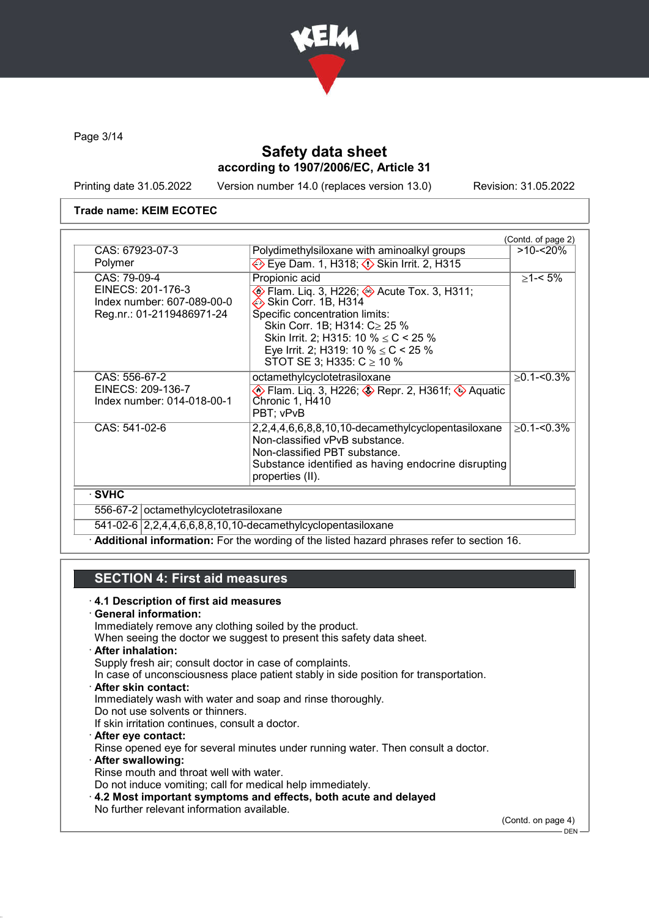Trade name: KEIM ECOTEC

(Contd. of page 2)

| | | |
|---|---|---|
| CAS: 67923-07-3<br>Polymer | Polydimethylsiloxane with aminoalkyl groups<br>Eye Dam. 1, H318; Skin Irrit. 2, H315 | >10-<20% |
| CAS: 79-09-4<br>EINECS: 201-176-3<br>Index number: 607-089-00-0<br>Reg.nr.: 01-2119486971-24 | Propionic acid<br>Flam. Liq. 3, H226; Acute Tox. 3, H311; Skin Corr. 1B, H314<br>Specific concentration limits:<br>Skin Corr. 1B; H314: C≥ 25 %<br>Skin Irrit. 2; H315: 10 % ≤ C < 25 %<br>Eye Irrit. 2; H319: 10 % ≤ C < 25 %<br>STOT SE 3; H335: C ≥ 10 % | ≥1-< 5% |
| CAS: 556-67-2<br>EINECS: 209-136-7<br>Index number: 014-018-00-1 | octamethylcyclotetrasiloxane<br>Flam. Liq. 3, H226; Repr. 2, H361f; Aquatic Chronic 1, H410<br>PBT; vPvB | ≥0.1-<0.3% |
| CAS: 541-02-6 | 2,2,4,4,6,6,8,8,10,10-decamethylcyclopentasiloxane<br>Non-classified vPvB substance.<br>Non-classified PBT substance.<br>Substance identified as having endocrine disrupting properties (II). | ≥0.1-<0.3% |

· **SVHC**

| | |
|---|---|
| 556-67-2 | octamethylcyclotetrasiloxane |
| 541-02-6 | 2,2,4,4,6,6,8,8,10,10-decamethylcyclopentasiloxane |

· **Additional information:** For the wording of the listed hazard phrases refer to section 16.

## SECTION 4: First aid measures

· **4.1 Description of first aid measures**

· **General information:**
Immediately remove any clothing soiled by the product.
When seeing the doctor we suggest to present this safety data sheet.

· **After inhalation:**
Supply fresh air; consult doctor in case of complaints.
In case of unconsciousness place patient stably in side position for transportation.

· **After skin contact:**
Immediately wash with water and soap and rinse thoroughly.
Do not use solvents or thinners.
If skin irritation continues, consult a doctor.

· **After eye contact:**
Rinse opened eye for several minutes under running water. Then consult a doctor.

· **After swallowing:**
Rinse mouth and throat well with water.
Do not induce vomiting; call for medical help immediately.

· **4.2 Most important symptoms and effects, both acute and delayed**
No further relevant information available.

(Contd. on page 4)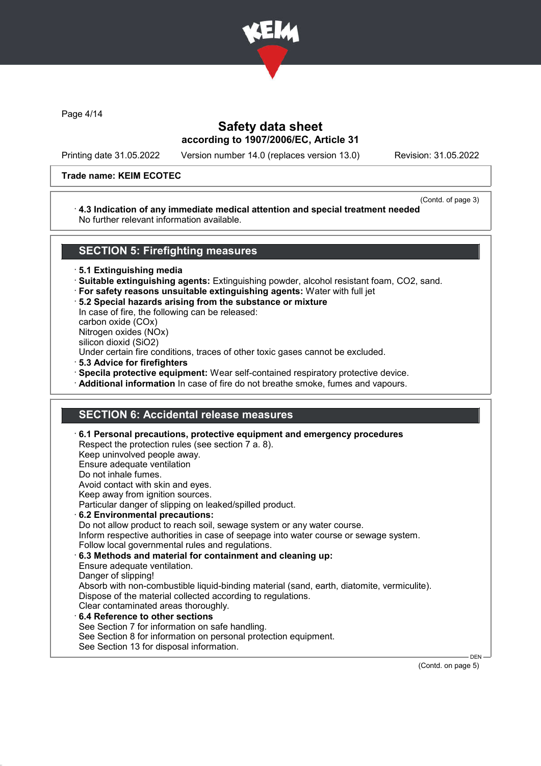**Trade name: KEIM ECOTEC**

(Contd. of page 3)

· **4.3 Indication of any immediate medical attention and special treatment needed**
No further relevant information available.

## SECTION 5: Firefighting measures

· **5.1 Extinguishing media**
· **Suitable extinguishing agents:** Extinguishing powder, alcohol resistant foam, $CO_2$, sand.
· **For safety reasons unsuitable extinguishing agents:** Water with full jet
· **5.2 Special hazards arising from the substance or mixture**
In case of fire, the following can be released:
carbon oxide ($CO_x$)
Nitrogen oxides ($NO_x$)
silicon dioxid ($SiO_2$)
Under certain fire conditions, traces of other toxic gases cannot be excluded.
· **5.3 Advice for firefighters**
· **Specila protective equipment:** Wear self-contained respiratory protective device.
· **Additional information** In case of fire do not breathe smoke, fumes and vapours.

## SECTION 6: Accidental release measures

· **6.1 Personal precautions, protective equipment and emergency procedures**
Respect the protection rules (see section 7 a. 8).
Keep uninvolved people away.
Ensure adequate ventilation
Do not inhale fumes.
Avoid contact with skin and eyes.
Keep away from ignition sources.
Particular danger of slipping on leaked/spilled product.
· **6.2 Environmental precautions:**
Do not allow product to reach soil, sewage system or any water course.
Inform respective authorities in case of seepage into water course or sewage system.
Follow local governmental rules and regulations.
· **6.3 Methods and material for containment and cleaning up:**
Ensure adequate ventilation.
Danger of slipping!
Absorb with non-combustible liquid-binding material (sand, earth, diatomite, vermiculite).
Dispose of the material collected according to regulations.
Clear contaminated areas thoroughly.
· **6.4 Reference to other sections**
See Section 7 for information on safe handling.
See Section 8 for information on personal protection equipment.
See Section 13 for disposal information.

(Contd. on page 5)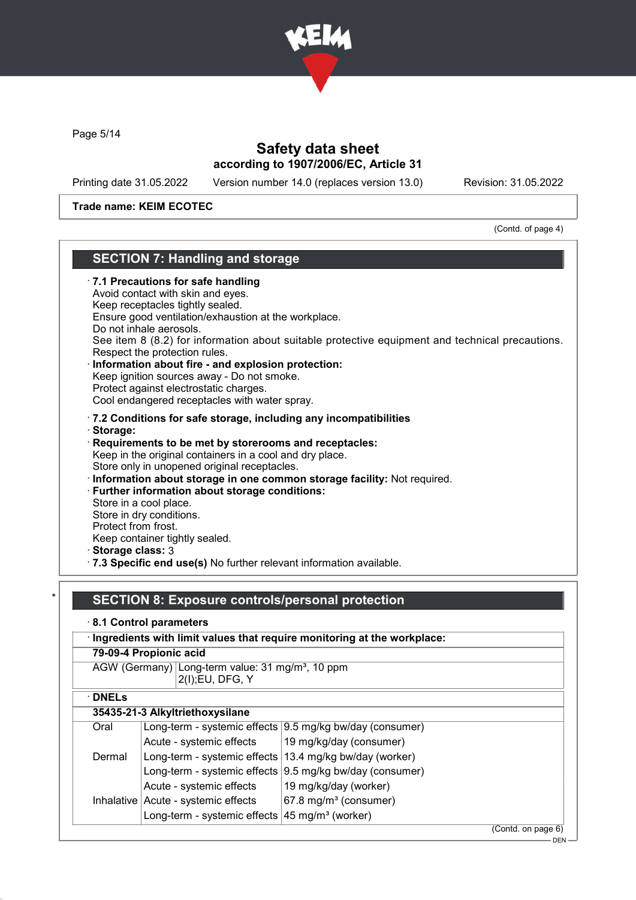Trade name: KEIM ECOTEC

(Contd. of page 4)

## SECTION 7: Handling and storage

· **7.1 Precautions for safe handling**
Avoid contact with skin and eyes.
Keep receptacles tightly sealed.
Ensure good ventilation/exhaustion at the workplace.
Do not inhale aerosols.
See item 8 (8.2) for information about suitable protective equipment and technical precautions.
Respect the protection rules.

· **Information about fire - and explosion protection:**
Keep ignition sources away - Do not smoke.
Protect against electrostatic charges.
Cool endangered receptacles with water spray.

· **7.2 Conditions for safe storage, including any incompatibilities**
· **Storage:**
· **Requirements to be met by storerooms and receptacles:**
Keep in the original containers in a cool and dry place.
Store only in unopened original receptacles.
· **Information about storage in one common storage facility:** Not required.
· **Further information about storage conditions:**
Store in a cool place.
Store in dry conditions.
Protect from frost.
Keep container tightly sealed.
· **Storage class:** 3
· **7.3 Specific end use(s)** No further relevant information available.

## SECTION 8: Exposure controls/personal protection

· **8.1 Control parameters**

· **Ingredients with limit values that require monitoring at the workplace:**

| **79-09-4 Propionic acid** | |
|---|---|
| AGW (Germany) | Long-term value: 31 mg/m³, 10 ppm<br>2(I);EU, DFG, Y |

· **DNELs**

| **35435-21-3 Alkyltriethoxysilane** | | |
|---|---|---|
| Oral | Long-term - systemic effects | 9.5 mg/kg bw/day (consumer) |
| | Acute - systemic effects | 19 mg/kg/day (consumer) |
| Dermal | Long-term - systemic effects | 13.4 mg/kg bw/day (worker) |
| | Long-term - systemic effects | 9.5 mg/kg bw/day (consumer) |
| | Acute - systemic effects | 19 mg/kg/day (worker) |
| Inhalative | Acute - systemic effects | 67.8 mg/m³ (consumer) |
| | Long-term - systemic effects | 45 mg/m³ (worker) |

(Contd. on page 6)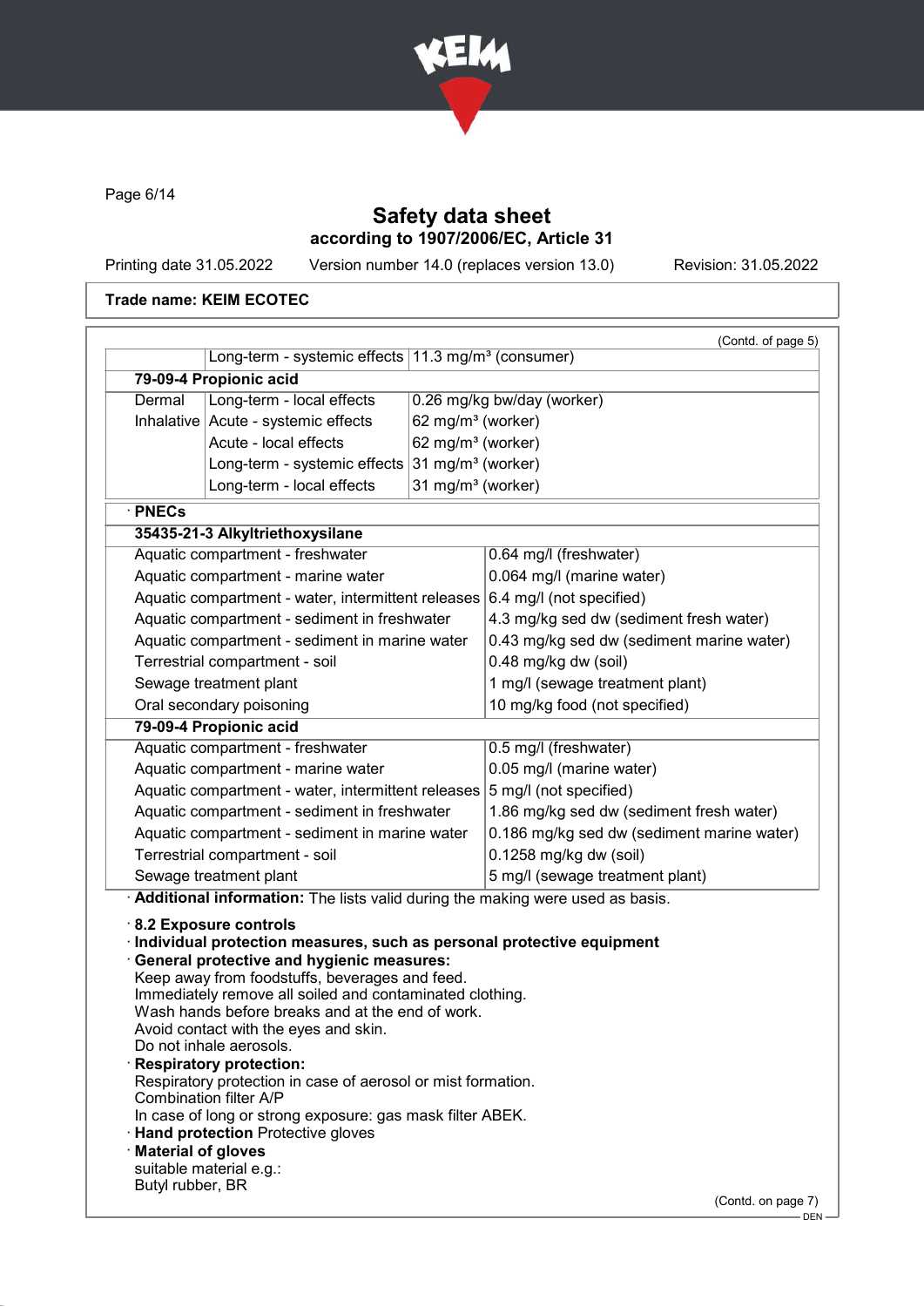Trade name: KEIM ECOTEC

(Contd. of page 5)

| | | |
|---|---|---|
| | Long-term - systemic effects | 11.3 mg/m³ (consumer) |
| **79-09-4 Propionic acid** | | |
| Dermal | Long-term - local effects | 0.26 mg/kg bw/day (worker) |
| Inhalative | Acute - systemic effects | 62 mg/m³ (worker) |
| | Acute - local effects | 62 mg/m³ (worker) |
| | Long-term - systemic effects | 31 mg/m³ (worker) |
| | Long-term - local effects | 31 mg/m³ (worker) |

· **PNECs**

| | |
|---|---|
| **35435-21-3 Alkyltriethoxysilane** | |
| Aquatic compartment - freshwater | 0.64 mg/l (freshwater) |
| Aquatic compartment - marine water | 0.064 mg/l (marine water) |
| Aquatic compartment - water, intermittent releases | 6.4 mg/l (not specified) |
| Aquatic compartment - sediment in freshwater | 4.3 mg/kg sed dw (sediment fresh water) |
| Aquatic compartment - sediment in marine water | 0.43 mg/kg sed dw (sediment marine water) |
| Terrestrial compartment - soil | 0.48 mg/kg dw (soil) |
| Sewage treatment plant | 1 mg/l (sewage treatment plant) |
| Oral secondary poisoning | 10 mg/kg food (not specified) |
| **79-09-4 Propionic acid** | |
| Aquatic compartment - freshwater | 0.5 mg/l (freshwater) |
| Aquatic compartment - marine water | 0.05 mg/l (marine water) |
| Aquatic compartment - water, intermittent releases | 5 mg/l (not specified) |
| Aquatic compartment - sediment in freshwater | 1.86 mg/kg sed dw (sediment fresh water) |
| Aquatic compartment - sediment in marine water | 0.186 mg/kg sed dw (sediment marine water) |
| Terrestrial compartment - soil | 0.1258 mg/kg dw (soil) |
| Sewage treatment plant | 5 mg/l (sewage treatment plant) |

· **Additional information:** The lists valid during the making were used as basis.

· **8.2 Exposure controls**

· **Individual protection measures, such as personal protective equipment**

· **General protective and hygienic measures:**
Keep away from foodstuffs, beverages and feed.
Immediately remove all soiled and contaminated clothing.
Wash hands before breaks and at the end of work.
Avoid contact with the eyes and skin.
Do not inhale aerosols.

· **Respiratory protection:**
Respiratory protection in case of aerosol or mist formation.
Combination filter A/P
In case of long or strong exposure: gas mask filter ABEK.

· **Hand protection** Protective gloves

· **Material of gloves**
suitable material e.g.:
Butyl rubber, BR

(Contd. on page 7)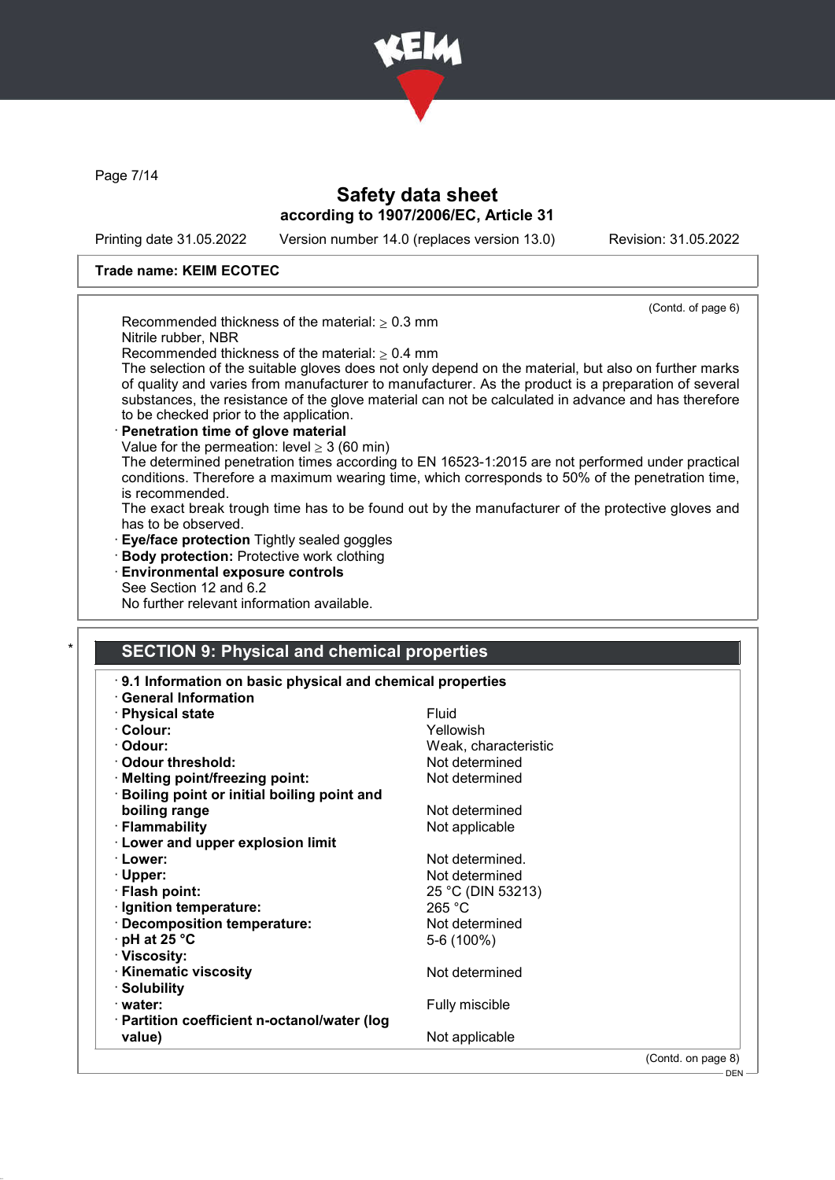**Trade name: KEIM ECOTEC**

(Contd. of page 6)

Recommended thickness of the material: ≥ 0.3 mm
Nitrile rubber, NBR
Recommended thickness of the material: ≥ 0.4 mm
The selection of the suitable gloves does not only depend on the material, but also on further marks of quality and varies from manufacturer to manufacturer. As the product is a preparation of several substances, the resistance of the glove material can not be calculated in advance and has therefore to be checked prior to the application.

· **Penetration time of glove material**
Value for the permeation: level ≥ 3 (60 min)
The determined penetration times according to EN 16523-1:2015 are not performed under practical conditions. Therefore a maximum wearing time, which corresponds to 50% of the penetration time, is recommended.
The exact break trough time has to be found out by the manufacturer of the protective gloves and has to be observed.

· **Eye/face protection** Tightly sealed goggles
· **Body protection:** Protective work clothing
· **Environmental exposure controls**
See Section 12 and 6.2
No further relevant information available.

\* 
## SECTION 9: Physical and chemical properties

· **9.1 Information on basic physical and chemical properties**
· **General Information**

| | |
|---|---|
| · **Physical state** | Fluid |
| · **Colour:** | Yellowish |
| · **Odour:** | Weak, characteristic |
| · **Odour threshold:** | Not determined |
| · **Melting point/freezing point:** | Not determined |
| · **Boiling point or initial boiling point and boiling range** | Not determined |
| · **Flammability** | Not applicable |
| · **Lower and upper explosion limit** | |
| · **Lower:** | Not determined. |
| · **Upper:** | Not determined |
| · **Flash point:** | 25 °C (DIN 53213) |
| · **Ignition temperature:** | 265 °C |
| · **Decomposition temperature:** | Not determined |
| · **pH at 25 °C** | 5-6 (100%) |
| · **Viscosity:** | |
| · **Kinematic viscosity** | Not determined |
| · **Solubility** | |
| · **water:** | Fully miscible |
| · **Partition coefficient n-octanol/water (log value)** | Not applicable |

(Contd. on page 8)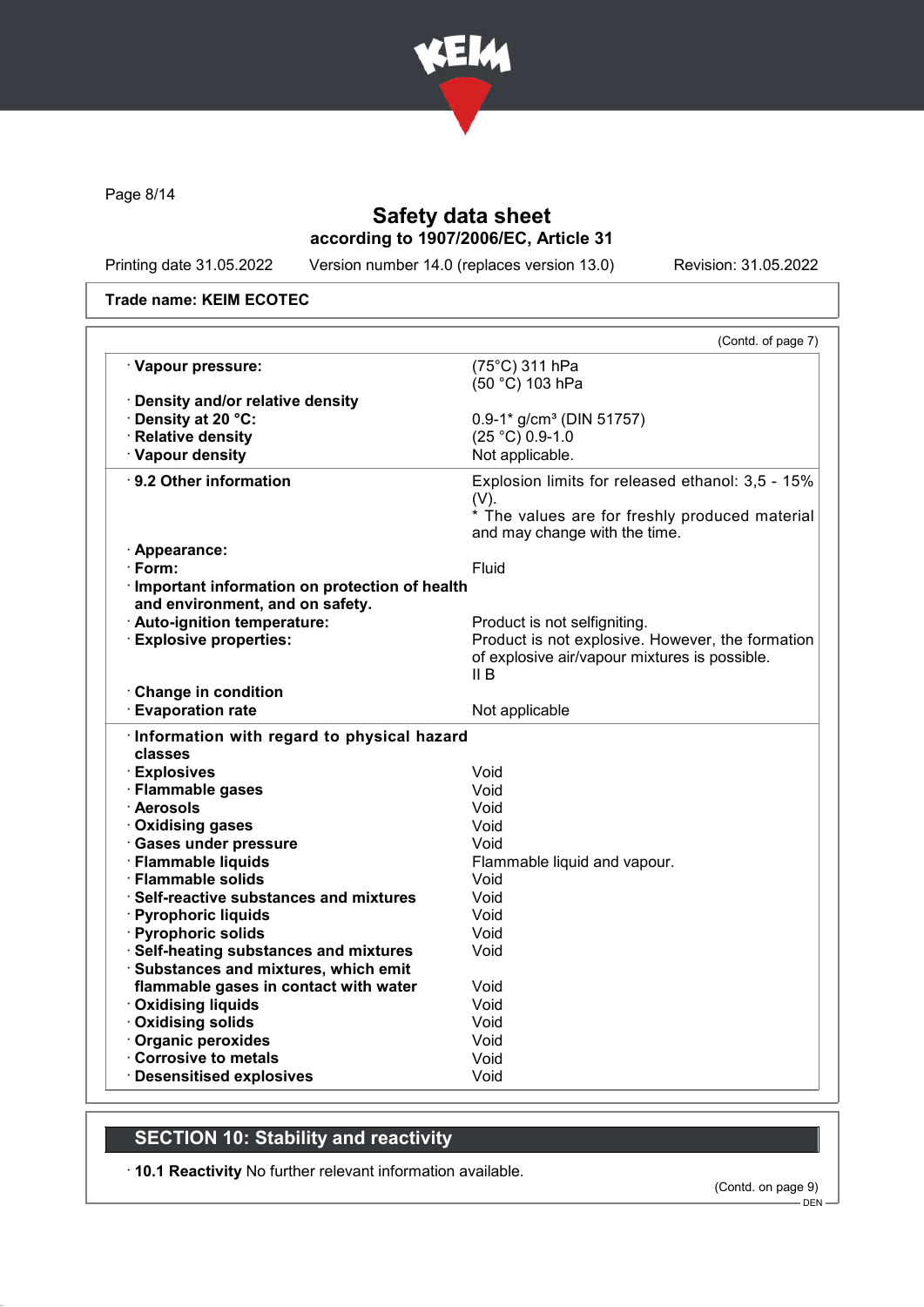# Safety data sheet
## according to 1907/2006/EC, Article 31

Printing date 31.05.2022 Version number 14.0 (replaces version 13.0) Revision: 31.05.2022

**Trade name: KEIM ECOTEC**

(Contd. of page 7)

| | |
|---|---|
| · **Vapour pressure:** | (75°C) 311 hPa<br>(50 °C) 103 hPa |
| · **Density and/or relative density** | |
| · **Density at 20 °C:** | 0.9-1* g/cm³ (DIN 51757) |
| · **Relative density** | (25 °C) 0.9-1.0 |
| · **Vapour density** | Not applicable. |
| · **9.2 Other information** | Explosion limits for released ethanol: 3,5 - 15% (V).<br>* The values are for freshly produced material and may change with the time. |
| · **Appearance:** | |
| · **Form:** | Fluid |
| · **Important information on protection of health and environment, and on safety.** | |
| · **Auto-ignition temperature:** | Product is not selfigniting. |
| · **Explosive properties:** | Product is not explosive. However, the formation of explosive air/vapour mixtures is possible.<br>II B |
| · **Change in condition** | |
| · **Evaporation rate** | Not applicable |
| · **Information with regard to physical hazard classes** | |
| · **Explosives** | Void |
| · **Flammable gases** | Void |
| · **Aerosols** | Void |
| · **Oxidising gases** | Void |
| · **Gases under pressure** | Void |
| · **Flammable liquids** | Flammable liquid and vapour. |
| · **Flammable solids** | Void |
| · **Self-reactive substances and mixtures** | Void |
| · **Pyrophoric liquids** | Void |
| · **Pyrophoric solids** | Void |
| · **Self-heating substances and mixtures** | Void |
| · **Substances and mixtures, which emit flammable gases in contact with water** | Void |
| · **Oxidising liquids** | Void |
| · **Oxidising solids** | Void |
| · **Organic peroxides** | Void |
| · **Corrosive to metals** | Void |
| · **Desensitised explosives** | Void |

## SECTION 10: Stability and reactivity

· **10.1 Reactivity** No further relevant information available.

(Contd. on page 9)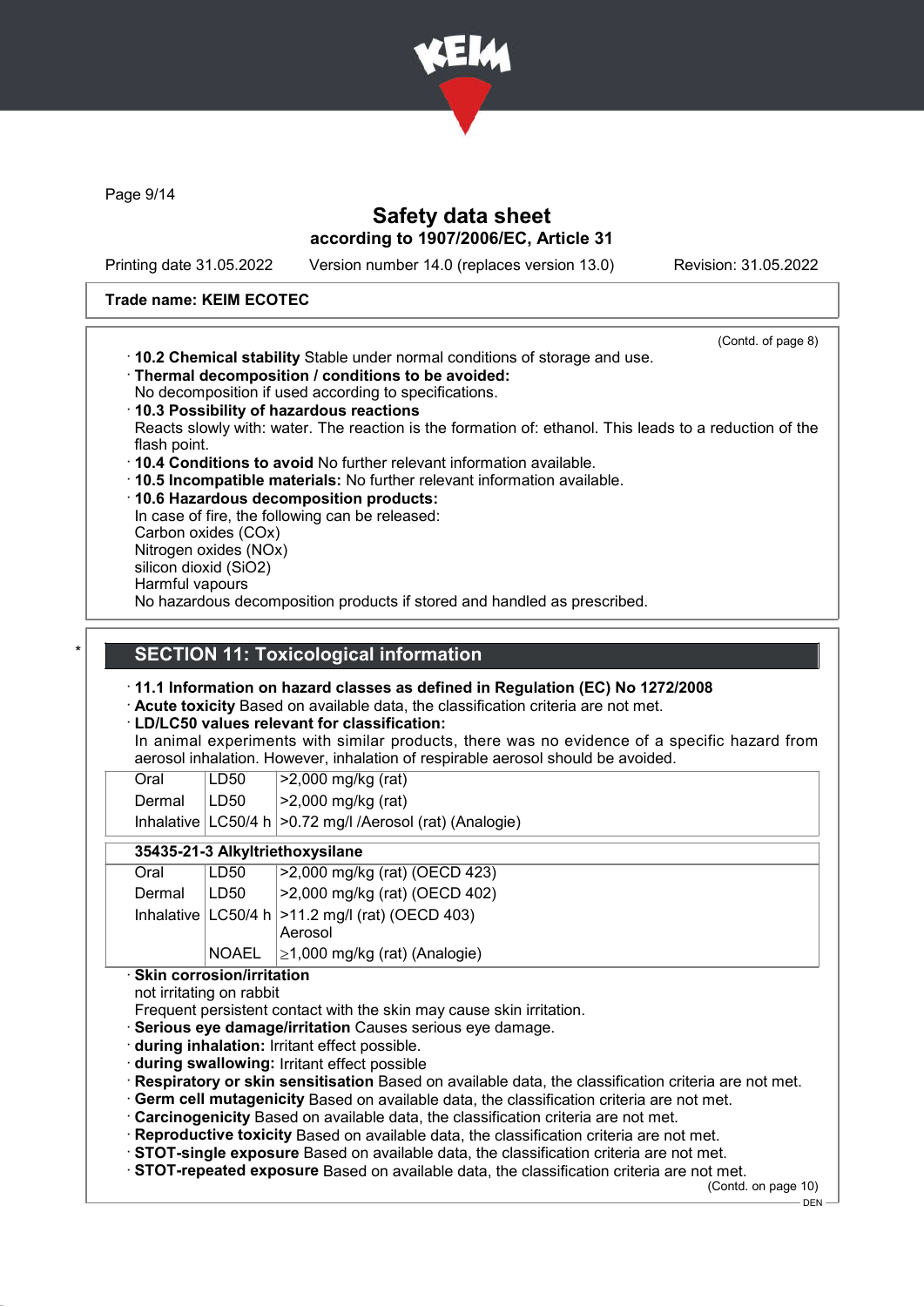**Trade name: KEIM ECOTEC**

(Contd. of page 8)

· **10.2 Chemical stability** Stable under normal conditions of storage and use.
· **Thermal decomposition / conditions to be avoided:**
No decomposition if used according to specifications.
· **10.3 Possibility of hazardous reactions**
Reacts slowly with: water. The reaction is the formation of: ethanol. This leads to a reduction of the flash point.
· **10.4 Conditions to avoid** No further relevant information available.
· **10.5 Incompatible materials:** No further relevant information available.
· **10.6 Hazardous decomposition products:**
In case of fire, the following can be released:
Carbon oxides (COx)
Nitrogen oxides (NOx)
silicon dioxid ($SiO_2$)
Harmful vapours
No hazardous decomposition products if stored and handled as prescribed.

## SECTION 11: Toxicological information

· **11.1 Information on hazard classes as defined in Regulation (EC) No 1272/2008**
· **Acute toxicity** Based on available data, the classification criteria are not met.
· **LD/LC50 values relevant for classification:**
In animal experiments with similar products, there was no evidence of a specific hazard from aerosol inhalation. However, inhalation of respirable aerosol should be avoided.

| | | |
|---|---|---|
| Oral | LD50 | >2,000 mg/kg (rat) |
| Dermal | LD50 | >2,000 mg/kg (rat) |
| Inhalative | LC50/4 h | >0.72 mg/l /Aerosol (rat) (Analogie) |

| **35435-21-3 Alkyltriethoxysilane** | | |
|---|---|---|
| Oral | LD50 | >2,000 mg/kg (rat) (OECD 423) |
| Dermal | LD50 | >2,000 mg/kg (rat) (OECD 402) |
| Inhalative | LC50/4 h | >11.2 mg/l (rat) (OECD 403) Aerosol |
| | NOAEL | ≥1,000 mg/kg (rat) (Analogie) |

· **Skin corrosion/irritation**
not irritating on rabbit
Frequent persistent contact with the skin may cause skin irritation.
· **Serious eye damage/irritation** Causes serious eye damage.
· **during inhalation:** Irritant effect possible.
· **during swallowing:** Irritant effect possible
· **Respiratory or skin sensitisation** Based on available data, the classification criteria are not met.
· **Germ cell mutagenicity** Based on available data, the classification criteria are not met.
· **Carcinogenicity** Based on available data, the classification criteria are not met.
· **Reproductive toxicity** Based on available data, the classification criteria are not met.
· **STOT-single exposure** Based on available data, the classification criteria are not met.
· **STOT-repeated exposure** Based on available data, the classification criteria are not met.

(Contd. on page 10)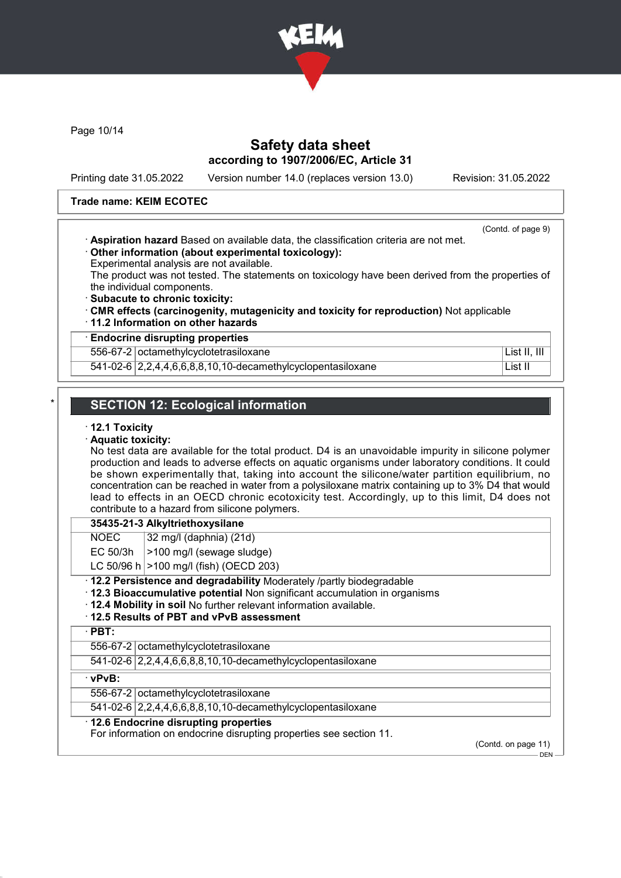Trade name: KEIM ECOTEC

(Contd. of page 9)

· **Aspiration hazard** Based on available data, the classification criteria are not met.
· **Other information (about experimental toxicology):**
Experimental analysis are not available.
The product was not tested. The statements on toxicology have been derived from the properties of the individual components.
· **Subacute to chronic toxicity:**
· **CMR effects (carcinogenity, mutagenicity and toxicity for reproduction)** Not applicable
· **11.2 Information on other hazards**

| · Endocrine disrupting properties | | |
|---|---|---|
| 556-67-2 | octamethylcyclotetrasiloxane | List II, III |
| 541-02-6 | 2,2,4,4,6,6,8,8,10,10-decamethylcyclopentasiloxane | List II |

## SECTION 12: Ecological information

· **12.1 Toxicity**
· **Aquatic toxicity:**
No test data are available for the total product. D4 is an unavoidable impurity in silicone polymer production and leads to adverse effects on aquatic organisms under laboratory conditions. It could be shown experimentally that, taking into account the silicone/water partition equilibrium, no concentration can be reached in water from a polysiloxane matrix containing up to 3% D4 that would lead to effects in an OECD chronic ecotoxicity test. Accordingly, up to this limit, D4 does not contribute to a hazard from silicone polymers.

| 35435-21-3 Alkyltriethoxysilane | |
|---|---|
| NOEC | 32 mg/l (daphnia) (21d) |
| EC 50/3h | >100 mg/l (sewage sludge) |
| LC 50/96 h | >100 mg/l (fish) (OECD 203) |

· **12.2 Persistence and degradability** Moderately /partly biodegradable
· **12.3 Bioaccumulative potential** Non significant accumulation in organisms
· **12.4 Mobility in soil** No further relevant information available.
· **12.5 Results of PBT and vPvB assessment**

| · PBT: | |
|---|---|
| 556-67-2 | octamethylcyclotetrasiloxane |
| 541-02-6 | 2,2,4,4,6,6,8,8,10,10-decamethylcyclopentasiloxane |

| · vPvB: | |
|---|---|
| 556-67-2 | octamethylcyclotetrasiloxane |
| 541-02-6 | 2,2,4,4,6,6,8,8,10,10-decamethylcyclopentasiloxane |

· **12.6 Endocrine disrupting properties**
For information on endocrine disrupting properties see section 11.

(Contd. on page 11)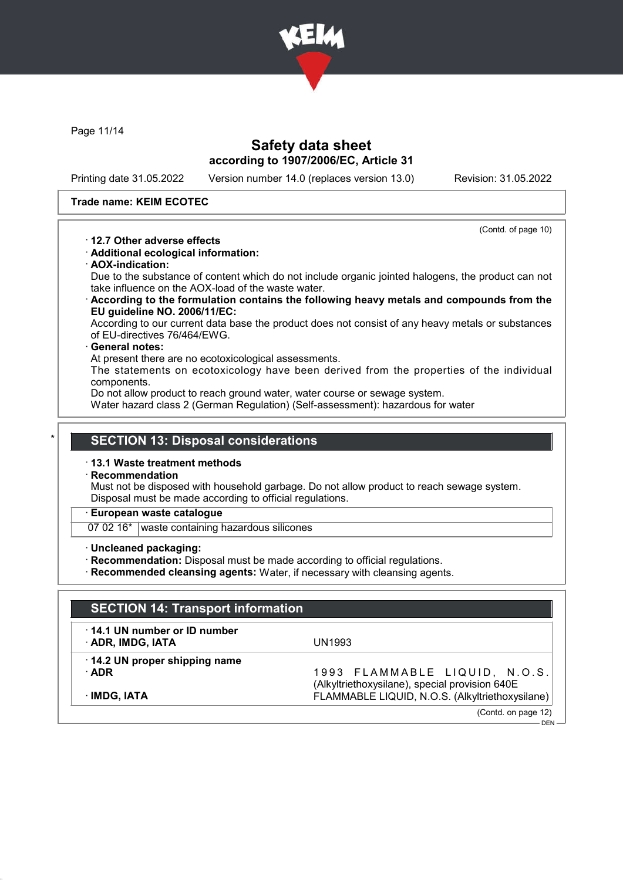(Contd. of page 10)

· **12.7 Other adverse effects**
· **Additional ecological information:**
· **AOX-indication:**
Due to the substance of content which do not include organic jointed halogens, the product can not take influence on the AOX-load of the waste water.
· **According to the formulation contains the following heavy metals and compounds from the EU guideline NO. 2006/11/EC:**
According to our current data base the product does not consist of any heavy metals or substances of EU-directives 76/464/EWG.
· **General notes:**
At present there are no ecotoxicological assessments.
The statements on ecotoxicology have been derived from the properties of the individual components.
Do not allow product to reach ground water, water course or sewage system.
Water hazard class 2 (German Regulation) (Self-assessment): hazardous for water

\* 

## SECTION 13: Disposal considerations

· **13.1 Waste treatment methods**
· **Recommendation**
Must not be disposed with household garbage. Do not allow product to reach sewage system.
Disposal must be made according to official regulations.

| · **European waste catalogue** | |
|---|---|
| 07 02 16* | waste containing hazardous silicones |

· **Uncleaned packaging:**
· **Recommendation:** Disposal must be made according to official regulations.
· **Recommended cleansing agents:** Water, if necessary with cleansing agents.

## SECTION 14: Transport information

| | |
|---|---|
| · **14.1 UN number or ID number** | |
| · **ADR, IMDG, IATA** | UN1993 |
| · **14.2 UN proper shipping name** | |
| · **ADR** | 1993 FLAMMABLE LIQUID, N.O.S. (Alkyltriethoxysilane), special provision 640E |
| · **IMDG, IATA** | FLAMMABLE LIQUID, N.O.S. (Alkyltriethoxysilane) |

(Contd. on page 12)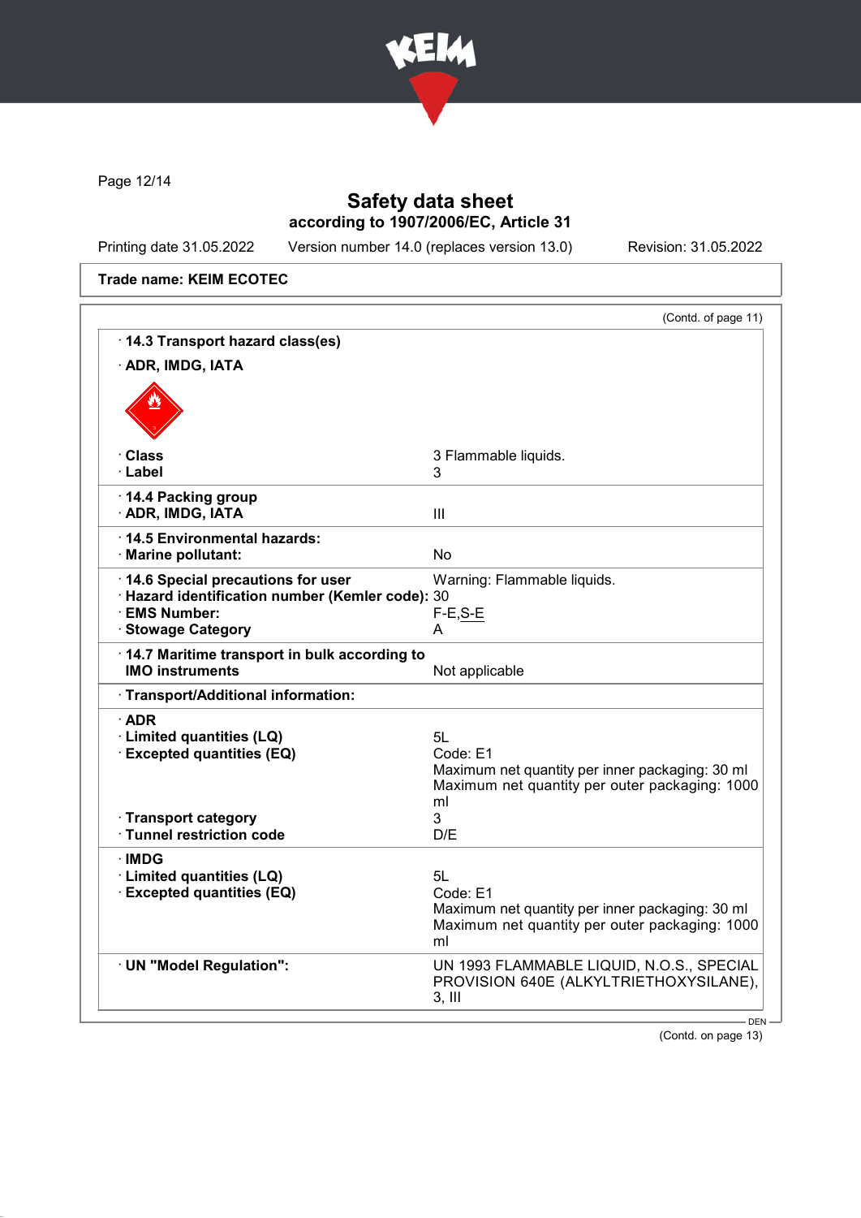# Safety data sheet

**according to 1907/2006/EC, Article 31**

Printing date 31.05.2022 Version number 14.0 (replaces version 13.0) Revision: 31.05.2022

**Trade name: KEIM ECOTEC**

(Contd. of page 11)

| | |
|---|---|
| · **14.3 Transport hazard class(es)** | |
| · **ADR, IMDG, IATA** | |
| · **Class** | 3 Flammable liquids. |
| · **Label** | 3 |
| · **14.4 Packing group** | |
| · **ADR, IMDG, IATA** | III |
| · **14.5 Environmental hazards:** | |
| · **Marine pollutant:** | No |
| · **14.6 Special precautions for user** | Warning: Flammable liquids. |
| · **Hazard identification number (Kemler code):** | 30 |
| · **EMS Number:** | F-E,S-E |
| · **Stowage Category** | A |
| · **14.7 Maritime transport in bulk according to IMO instruments** | Not applicable |
| · **Transport/Additional information:** | |
| · **ADR** | |
| · **Limited quantities (LQ)** | 5L |
| · **Excepted quantities (EQ)** | Code: E1<br>Maximum net quantity per inner packaging: 30 ml<br>Maximum net quantity per outer packaging: 1000 ml |
| · **Transport category** | 3 |
| · **Tunnel restriction code** | D/E |
| · **IMDG** | |
| · **Limited quantities (LQ)** | 5L |
| · **Excepted quantities (EQ)** | Code: E1<br>Maximum net quantity per inner packaging: 30 ml<br>Maximum net quantity per outer packaging: 1000 ml |
| · **UN "Model Regulation":** | UN 1993 FLAMMABLE LIQUID, N.O.S., SPECIAL PROVISION 640E (ALKYLTRIETHOXYSILANE), 3, III |

(Contd. on page 13)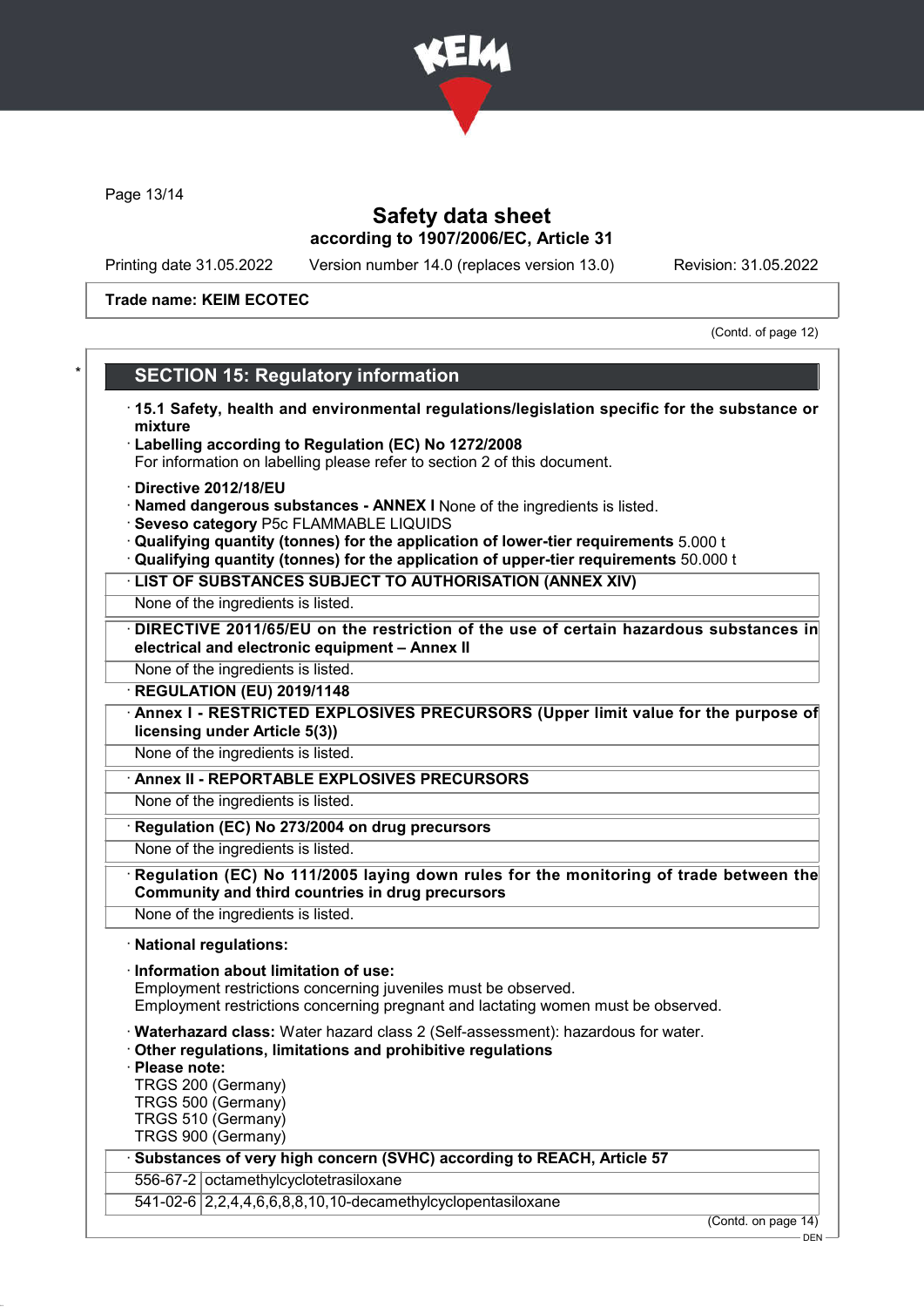Safety data sheet
according to 1907/2006/EC, Article 31

Printing date 31.05.2022 Version number 14.0 (replaces version 13.0) Revision: 31.05.2022

**Trade name: KEIM ECOTEC**

(Contd. of page 12)

## SECTION 15: Regulatory information

· **15.1 Safety, health and environmental regulations/legislation specific for the substance or mixture**
· **Labelling according to Regulation (EC) No 1272/2008**
For information on labelling please refer to section 2 of this document.

· **Directive 2012/18/EU**
· **Named dangerous substances - ANNEX I** None of the ingredients is listed.
· **Seveso category** P5c FLAMMABLE LIQUIDS
· **Qualifying quantity (tonnes) for the application of lower-tier requirements** 5.000 t
· **Qualifying quantity (tonnes) for the application of upper-tier requirements** 50.000 t

· **LIST OF SUBSTANCES SUBJECT TO AUTHORISATION (ANNEX XIV)**
None of the ingredients is listed.

· **DIRECTIVE 2011/65/EU on the restriction of the use of certain hazardous substances in electrical and electronic equipment – Annex II**
None of the ingredients is listed.

· **REGULATION (EU) 2019/1148**
· **Annex I - RESTRICTED EXPLOSIVES PRECURSORS (Upper limit value for the purpose of licensing under Article 5(3))**
None of the ingredients is listed.

· **Annex II - REPORTABLE EXPLOSIVES PRECURSORS**
None of the ingredients is listed.

· **Regulation (EC) No 273/2004 on drug precursors**
None of the ingredients is listed.

· **Regulation (EC) No 111/2005 laying down rules for the monitoring of trade between the Community and third countries in drug precursors**
None of the ingredients is listed.

· **National regulations:**

· **Information about limitation of use:**
Employment restrictions concerning juveniles must be observed.
Employment restrictions concerning pregnant and lactating women must be observed.

· **Waterhazard class:** Water hazard class 2 (Self-assessment): hazardous for water.
· **Other regulations, limitations and prohibitive regulations**
· **Please note:**
TRGS 200 (Germany)
TRGS 500 (Germany)
TRGS 510 (Germany)
TRGS 900 (Germany)

· **Substances of very high concern (SVHC) according to REACH, Article 57**

| | |
|---|---|
| 556-67-2 | octamethylcyclotetrasiloxane |
| 541-02-6 | 2,2,4,4,6,6,8,8,10,10-decamethylcyclopentasiloxane |

(Contd. on page 14)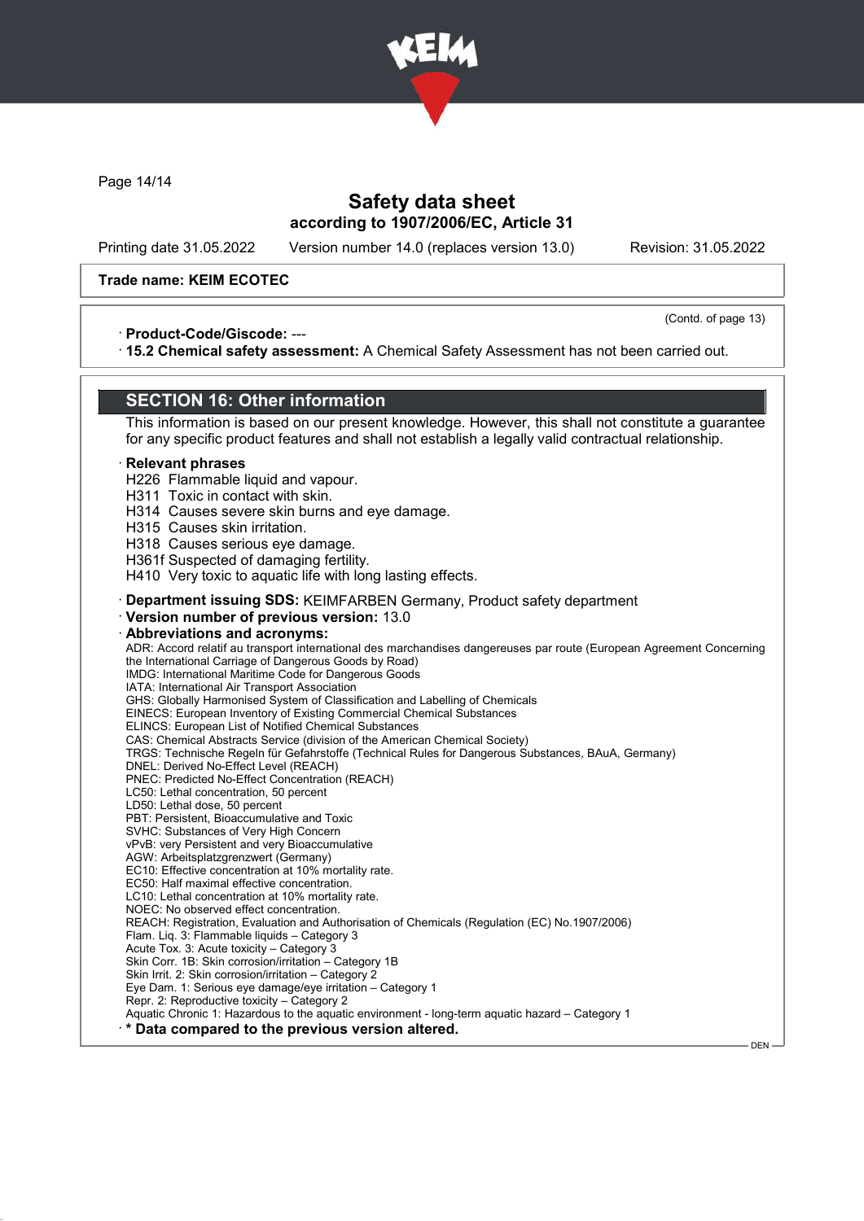# Safety data sheet
## according to 1907/2006/EC, Article 31

Printing date 31.05.2022 Version number 14.0 (replaces version 13.0) Revision: 31.05.2022

**Trade name: KEIM ECOTEC**

(Contd. of page 13)

· **Product-Code/Giscode:** ---

· **15.2 Chemical safety assessment:** A Chemical Safety Assessment has not been carried out.

## SECTION 16: Other information

This information is based on our present knowledge. However, this shall not constitute a guarantee for any specific product features and shall not establish a legally valid contractual relationship.

· **Relevant phrases**

H226 Flammable liquid and vapour.
H311 Toxic in contact with skin.
H314 Causes severe skin burns and eye damage.
H315 Causes skin irritation.
H318 Causes serious eye damage.
H361f Suspected of damaging fertility.
H410 Very toxic to aquatic life with long lasting effects.

· **Department issuing SDS:** KEIMFARBEN Germany, Product safety department

· **Version number of previous version:** 13.0

· **Abbreviations and acronyms:**

ADR: Accord relatif au transport international des marchandises dangereuses par route (European Agreement Concerning the International Carriage of Dangerous Goods by Road)
IMDG: International Maritime Code for Dangerous Goods
IATA: International Air Transport Association
GHS: Globally Harmonised System of Classification and Labelling of Chemicals
EINECS: European Inventory of Existing Commercial Chemical Substances
ELINCS: European List of Notified Chemical Substances
CAS: Chemical Abstracts Service (division of the American Chemical Society)
TRGS: Technische Regeln für Gefahrstoffe (Technical Rules for Dangerous Substances, BAuA, Germany)
DNEL: Derived No-Effect Level (REACH)
PNEC: Predicted No-Effect Concentration (REACH)
LC50: Lethal concentration, 50 percent
LD50: Lethal dose, 50 percent
PBT: Persistent, Bioaccumulative and Toxic
SVHC: Substances of Very High Concern
vPvB: very Persistent and very Bioaccumulative
AGW: Arbeitsplatzgrenzwert (Germany)
EC10: Effective concentration at 10% mortality rate.
EC50: Half maximal effective concentration.
LC10: Lethal concentration at 10% mortality rate.
NOEC: No observed effect concentration.
REACH: Registration, Evaluation and Authorisation of Chemicals (Regulation (EC) No.1907/2006)
Flam. Liq. 3: Flammable liquids – Category 3
Acute Tox. 3: Acute toxicity – Category 3
Skin Corr. 1B: Skin corrosion/irritation – Category 1B
Skin Irrit. 2: Skin corrosion/irritation – Category 2
Eye Dam. 1: Serious eye damage/eye irritation – Category 1
Repr. 2: Reproductive toxicity – Category 2
Aquatic Chronic 1: Hazardous to the aquatic environment - long-term aquatic hazard – Category 1

· **\* Data compared to the previous version altered.**